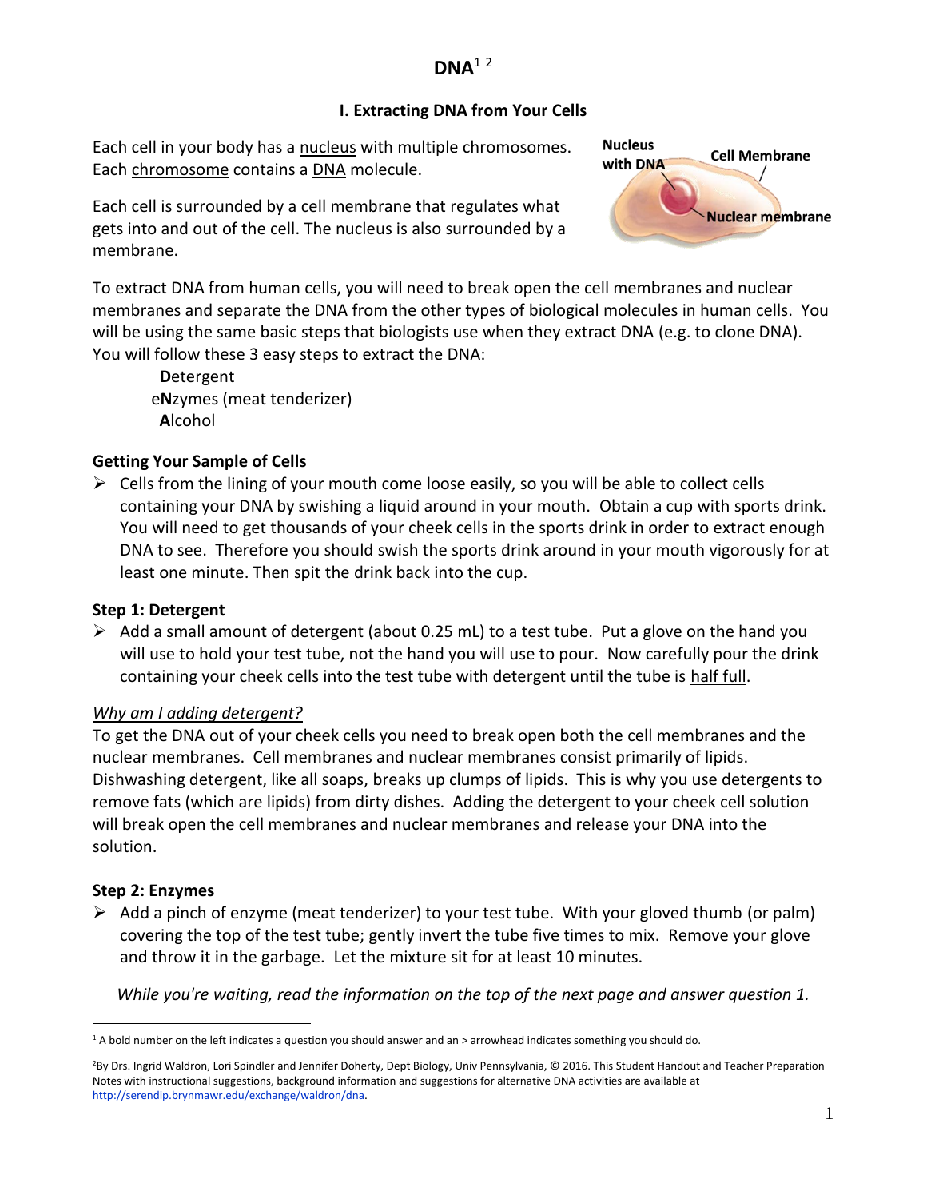# DNA[1,2]

## I. Extracting DNA from Your Cells

Each cell in your body has a nucleus with multiple chromosomes. Each chromosome contains a DNA molecule.

Each cell is surrounded by a cell membrane that regulates what gets into and out of the cell. The nucleus is also surrounded by a membrane.

Nucleus with DNA

Cell Membrane

Nuclear membrane

To extract DNA from human cells, you will need to break open the cell membranes and nuclear membranes and separate the DNA from the other types of biological molecules in human cells. You will be using the same basic steps that biologists use when they extract DNA (e.g. to clone DNA). You will follow these 3 easy steps to extract the DNA:

**D**etergent
e**N**zymes (meat tenderizer)
**A**lcohol

### Getting Your Sample of Cells

- ➢ Cells from the lining of your mouth come loose easily, so you will be able to collect cells containing your DNA by swishing a liquid around in your mouth. Obtain a cup with sports drink. You will need to get thousands of your cheek cells in the sports drink in order to extract enough DNA to see. Therefore you should swish the sports drink around in your mouth vigorously for at least one minute. Then spit the drink back into the cup.

### Step 1: Detergent

- ➢ Add a small amount of detergent (about 0.25 mL) to a test tube. Put a glove on the hand you will use to hold your test tube, not the hand you will use to pour. Now carefully pour the drink containing your cheek cells into the test tube with detergent until the tube is half full.

*Why am I adding detergent?*

To get the DNA out of your cheek cells you need to break open both the cell membranes and the nuclear membranes. Cell membranes and nuclear membranes consist primarily of lipids. Dishwashing detergent, like all soaps, breaks up clumps of lipids. This is why you use detergents to remove fats (which are lipids) from dirty dishes. Adding the detergent to your cheek cell solution will break open the cell membranes and nuclear membranes and release your DNA into the solution.

### Step 2: Enzymes

- ➢ Add a pinch of enzyme (meat tenderizer) to your test tube. With your gloved thumb (or palm) covering the top of the test tube; gently invert the tube five times to mix. Remove your glove and throw it in the garbage. Let the mixture sit for at least 10 minutes.

*While you're waiting, read the information on the top of the next page and answer question 1.*

---

[1] A bold number on the left indicates a question you should answer and an > arrowhead indicates something you should do.

[2] By Drs. Ingrid Waldron, Lori Spindler and Jennifer Doherty, Dept Biology, Univ Pennsylvania, © 2016. This Student Handout and Teacher Preparation Notes with instructional suggestions, background information and suggestions for alternative DNA activities are available at http://serendip.brynmawr.edu/exchange/waldron/dna.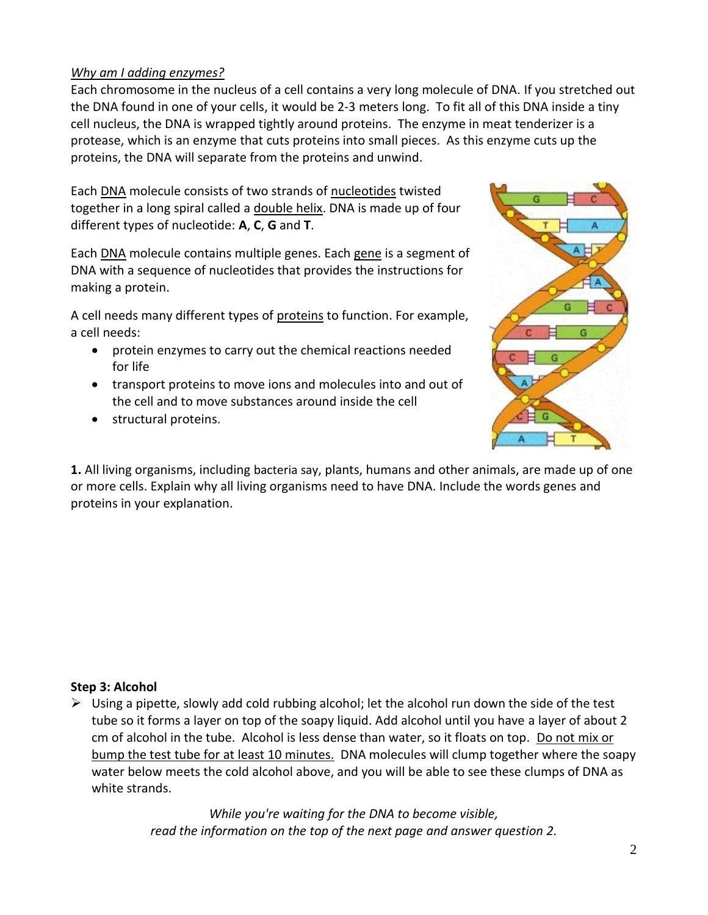*Why am I adding enzymes?*

Each chromosome in the nucleus of a cell contains a very long molecule of DNA. If you stretched out the DNA found in one of your cells, it would be 2-3 meters long. To fit all of this DNA inside a tiny cell nucleus, the DNA is wrapped tightly around proteins. The enzyme in meat tenderizer is a protease, which is an enzyme that cuts proteins into small pieces. As this enzyme cuts up the proteins, the DNA will separate from the proteins and unwind.

Each DNA molecule consists of two strands of nucleotides twisted together in a long spiral called a double helix. DNA is made up of four different types of nucleotide: **A**, **C**, **G** and **T**.

Each DNA molecule contains multiple genes. Each gene is a segment of DNA with a sequence of nucleotides that provides the instructions for making a protein.

A cell needs many different types of proteins to function. For example, a cell needs:

- protein enzymes to carry out the chemical reactions needed for life
- transport proteins to move ions and molecules into and out of the cell and to move substances around inside the cell
- structural proteins.

**1.** All living organisms, including bacteria say, plants, humans and other animals, are made up of one or more cells. Explain why all living organisms need to have DNA. Include the words genes and proteins in your explanation.

**Step 3: Alcohol**

- Using a pipette, slowly add cold rubbing alcohol; let the alcohol run down the side of the test tube so it forms a layer on top of the soapy liquid. Add alcohol until you have a layer of about 2 cm of alcohol in the tube. Alcohol is less dense than water, so it floats on top. Do not mix or bump the test tube for at least 10 minutes. DNA molecules will clump together where the soapy water below meets the cold alcohol above, and you will be able to see these clumps of DNA as white strands.

*While you're waiting for the DNA to become visible, read the information on the top of the next page and answer question 2.*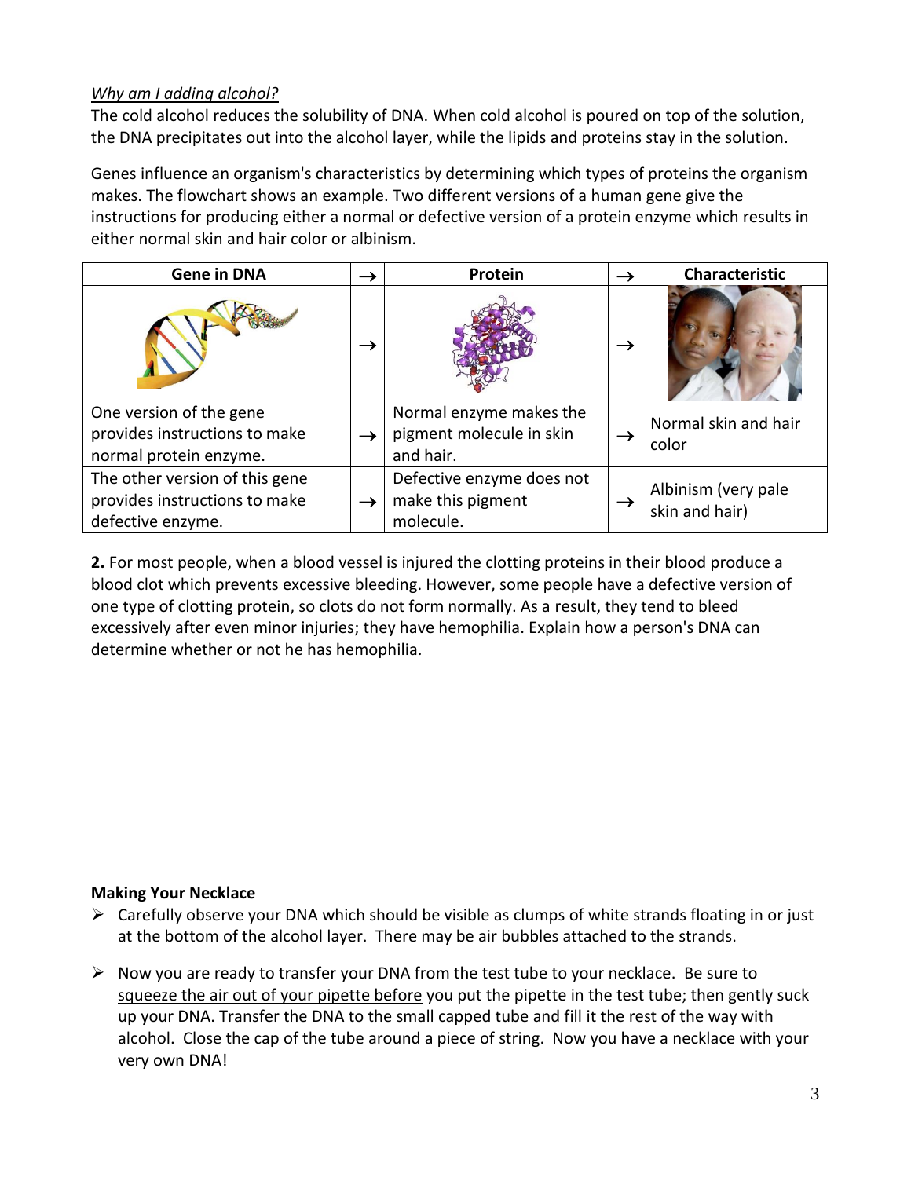*Why am I adding alcohol?*

The cold alcohol reduces the solubility of DNA. When cold alcohol is poured on top of the solution, the DNA precipitates out into the alcohol layer, while the lipids and proteins stay in the solution.

Genes influence an organism's characteristics by determining which types of proteins the organism makes. The flowchart shows an example. Two different versions of a human gene give the instructions for producing either a normal or defective version of a protein enzyme which results in either normal skin and hair color or albinism.

| Gene in DNA | → | Protein | → | Characteristic |
|---|---|---|---|---|
| | → | | → | |
| One version of the gene provides instructions to make normal protein enzyme. | → | Normal enzyme makes the pigment molecule in skin and hair. | → | Normal skin and hair color |
| The other version of this gene provides instructions to make defective enzyme. | → | Defective enzyme does not make this pigment molecule. | → | Albinism (very pale skin and hair) |

**2.** For most people, when a blood vessel is injured the clotting proteins in their blood produce a blood clot which prevents excessive bleeding. However, some people have a defective version of one type of clotting protein, so clots do not form normally. As a result, they tend to bleed excessively after even minor injuries; they have hemophilia. Explain how a person's DNA can determine whether or not he has hemophilia.

**Making Your Necklace**

- Carefully observe your DNA which should be visible as clumps of white strands floating in or just at the bottom of the alcohol layer. There may be air bubbles attached to the strands.
- Now you are ready to transfer your DNA from the test tube to your necklace. Be sure to squeeze the air out of your pipette before you put the pipette in the test tube; then gently suck up your DNA. Transfer the DNA to the small capped tube and fill it the rest of the way with alcohol. Close the cap of the tube around a piece of string. Now you have a necklace with your very own DNA!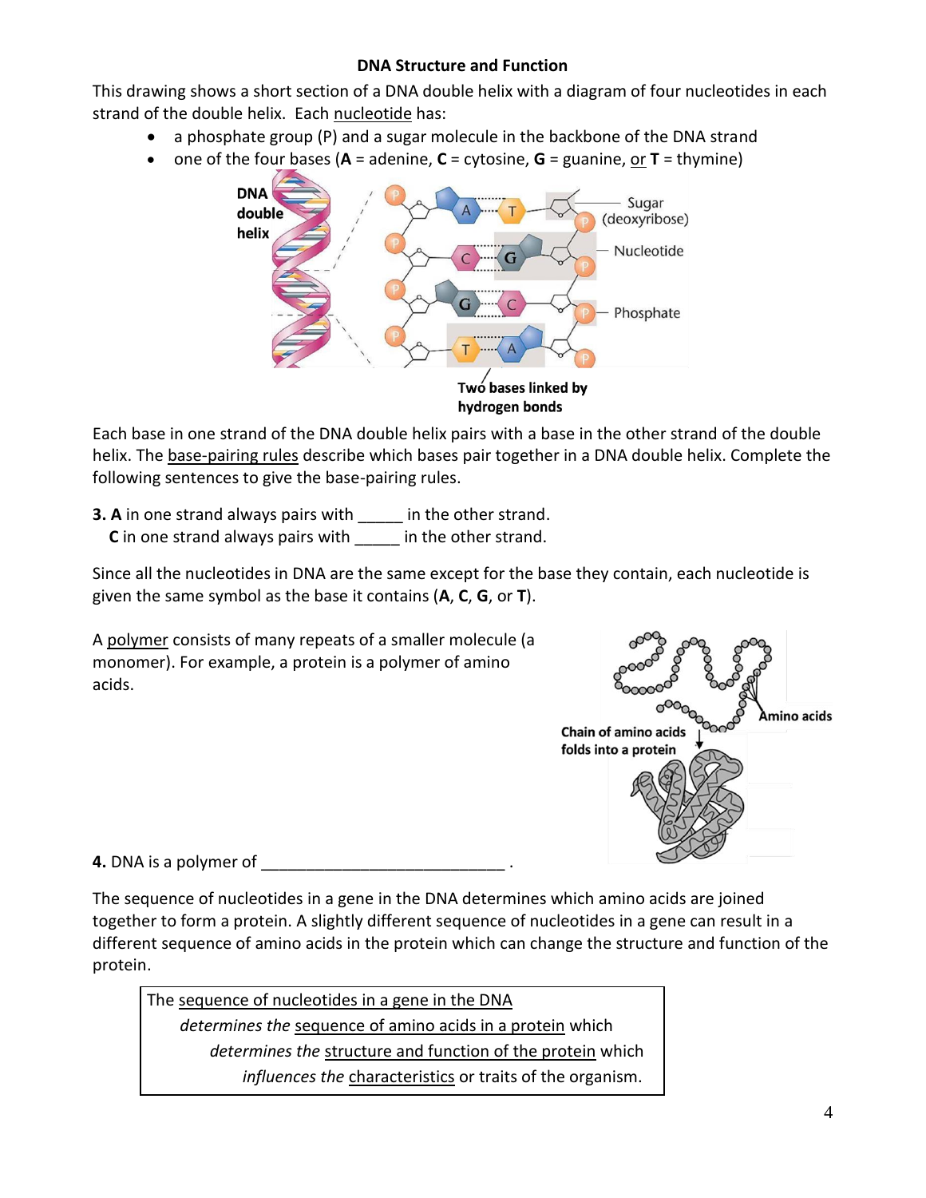## DNA Structure and Function

This drawing shows a short section of a DNA double helix with a diagram of four nucleotides in each strand of the double helix. Each <u>nucleotide</u> has:

- a phosphate group (P) and a sugar molecule in the backbone of the DNA strand
- one of the four bases (**A** = adenine, **C** = cytosine, **G** = guanine, <u>or</u> **T** = thymine)

Each base in one strand of the DNA double helix pairs with a base in the other strand of the double helix. The <u>base-pairing rules</u> describe which bases pair together in a DNA double helix. Complete the following sentences to give the base-pairing rules.

**3. A** in one strand always pairs with _____ in the other strand.
**C** in one strand always pairs with _____ in the other strand.

Since all the nucleotides in DNA are the same except for the base they contain, each nucleotide is given the same symbol as the base it contains (**A**, **C**, **G**, or **T**).

A <u>polymer</u> consists of many repeats of a smaller molecule (a monomer). For example, a protein is a polymer of amino acids.

**4.** DNA is a polymer of ___________________________ .

The sequence of nucleotides in a gene in the DNA determines which amino acids are joined together to form a protein. A slightly different sequence of nucleotides in a gene can result in a different sequence of amino acids in the protein which can change the structure and function of the protein.

> The <u>sequence of nucleotides in a gene in the DNA</u>
> *determines the* <u>sequence of amino acids in a protein</u> which
> *determines the* <u>structure and function of the protein</u> which
> *influences the* <u>characteristics</u> or traits of the organism.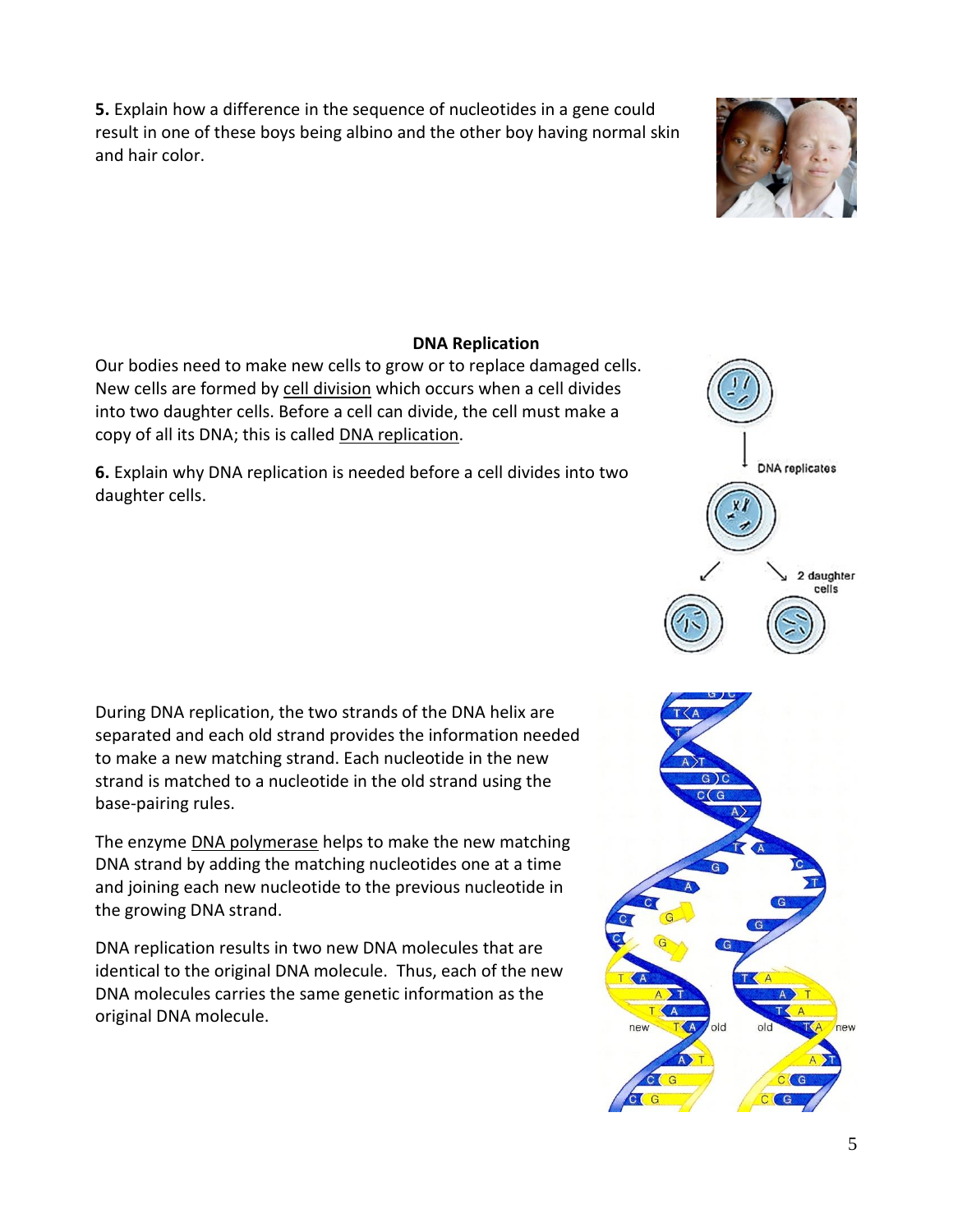**5.** Explain how a difference in the sequence of nucleotides in a gene could result in one of these boys being albino and the other boy having normal skin and hair color.

### DNA Replication

Our bodies need to make new cells to grow or to replace damaged cells. New cells are formed by cell division which occurs when a cell divides into two daughter cells. Before a cell can divide, the cell must make a copy of all its DNA; this is called DNA replication.

**6.** Explain why DNA replication is needed before a cell divides into two daughter cells.

During DNA replication, the two strands of the DNA helix are separated and each old strand provides the information needed to make a new matching strand. Each nucleotide in the new strand is matched to a nucleotide in the old strand using the base-pairing rules.

The enzyme DNA polymerase helps to make the new matching DNA strand by adding the matching nucleotides one at a time and joining each new nucleotide to the previous nucleotide in the growing DNA strand.

DNA replication results in two new DNA molecules that are identical to the original DNA molecule. Thus, each of the new DNA molecules carries the same genetic information as the original DNA molecule.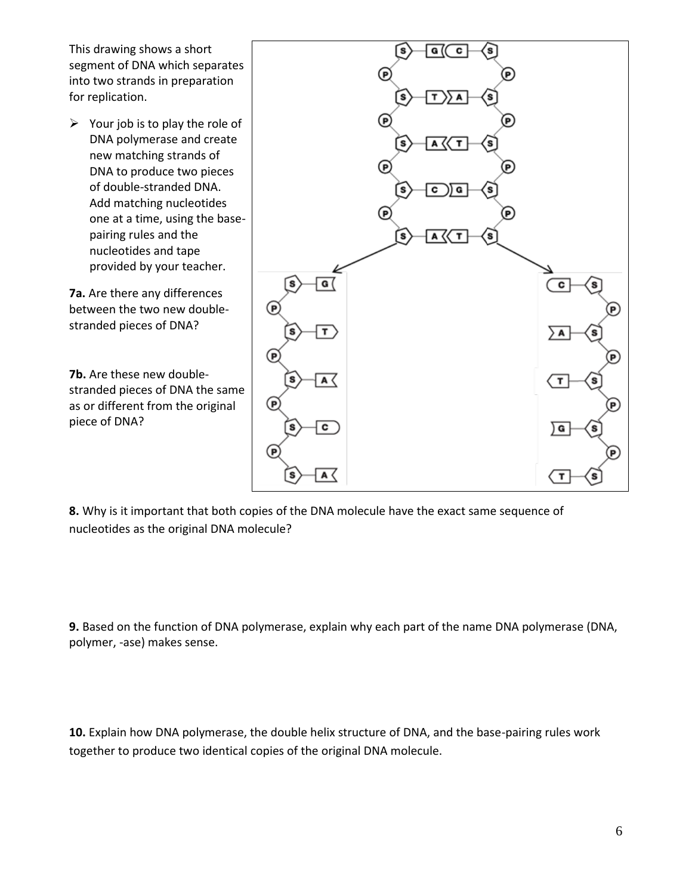This drawing shows a short segment of DNA which separates into two strands in preparation for replication.

- Your job is to play the role of DNA polymerase and create new matching strands of DNA to produce two pieces of double-stranded DNA. Add matching nucleotides one at a time, using the base-pairing rules and the nucleotides and tape provided by your teacher.

**7a.** Are there any differences between the two new double-stranded pieces of DNA?

**7b.** Are these new double-stranded pieces of DNA the same as or different from the original piece of DNA?

**8.** Why is it important that both copies of the DNA molecule have the exact same sequence of nucleotides as the original DNA molecule?

**9.** Based on the function of DNA polymerase, explain why each part of the name DNA polymerase (DNA, polymer, -ase) makes sense.

**10.** Explain how DNA polymerase, the double helix structure of DNA, and the base-pairing rules work together to produce two identical copies of the original DNA molecule.